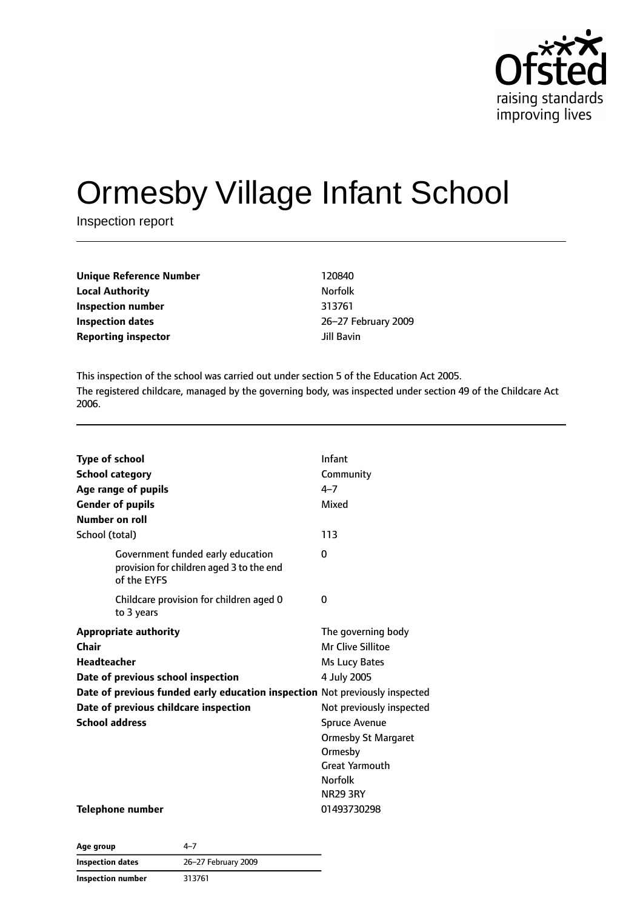# Ormesby Village Infant School

Inspection report

| | |
|---|---|
| **Unique Reference Number** | 120840 |
| **Local Authority** | Norfolk |
| **Inspection number** | 313761 |
| **Inspection dates** | 26–27 February 2009 |
| **Reporting inspector** | Jill Bavin |

This inspection of the school was carried out under section 5 of the Education Act 2005.

The registered childcare, managed by the governing body, was inspected under section 49 of the Childcare Act 2006.

| | |
|---|---|
| **Type of school** | Infant |
| **School category** | Community |
| **Age range of pupils** | 4–7 |
| **Gender of pupils** | Mixed |
| **Number on roll** | |
| School (total) | 113 |
| Government funded early education provision for children aged 3 to the end of the EYFS | 0 |
| Childcare provision for children aged 0 to 3 years | 0 |
| **Appropriate authority** | The governing body |
| **Chair** | Mr Clive Sillitoe |
| **Headteacher** | Ms Lucy Bates |
| **Date of previous school inspection** | 4 July 2005 |
| **Date of previous funded early education inspection** | Not previously inspected |
| **Date of previous childcare inspection** | Not previously inspected |
| **School address** | Spruce Avenue<br>Ormesby St Margaret<br>Ormesby<br>Great Yarmouth<br>Norfolk<br>NR29 3RY |
| **Telephone number** | 01493730298 |

| | |
|---|---|
| **Age group** | 4–7 |
| **Inspection dates** | 26–27 February 2009 |
| **Inspection number** | 313761 |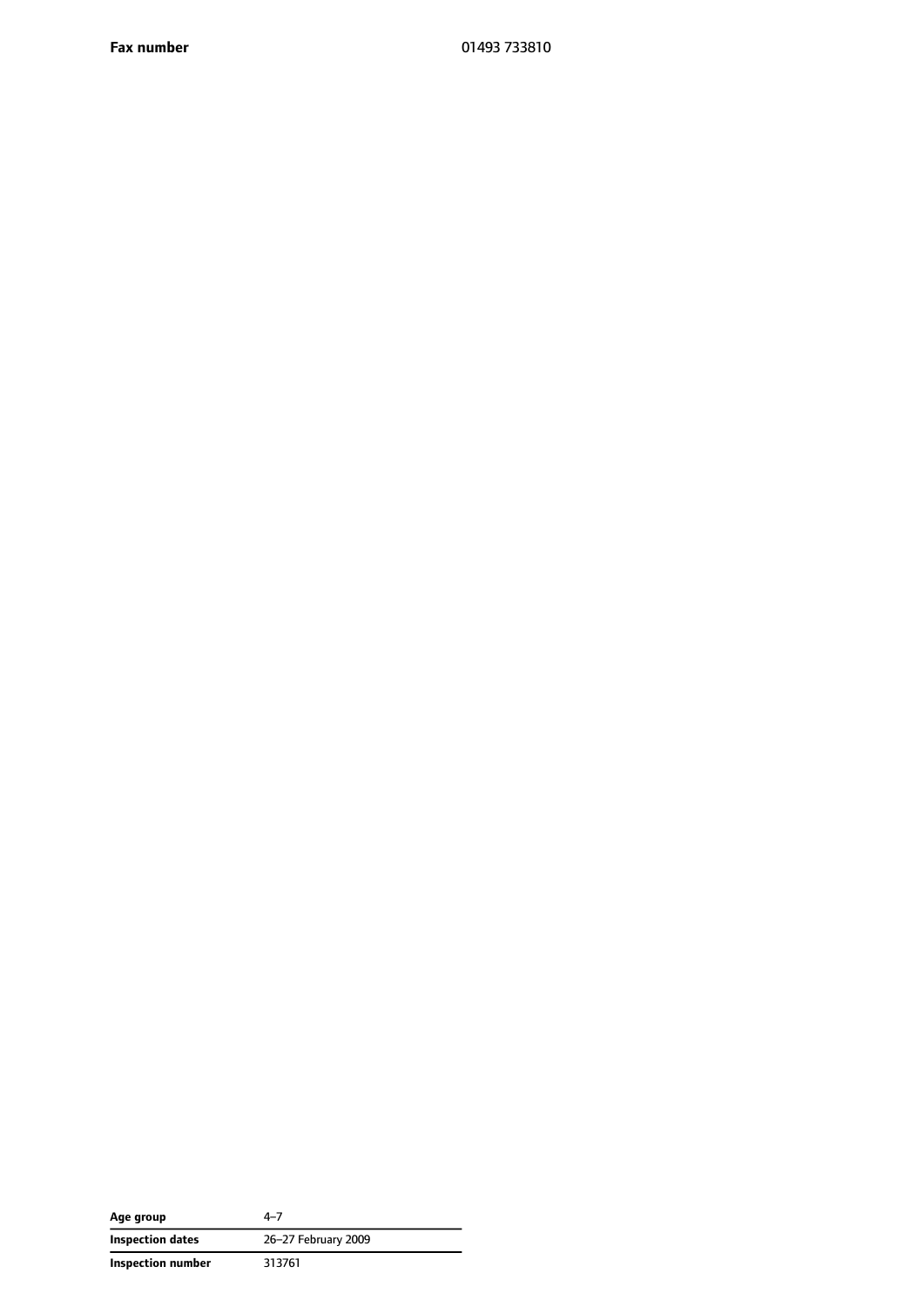| **Fax number** | 01493 733810 |
| --- | --- |

| **Age group** | 4–7 |
| --- | --- |
| **Inspection dates** | 26–27 February 2009 |
| **Inspection number** | 313761 |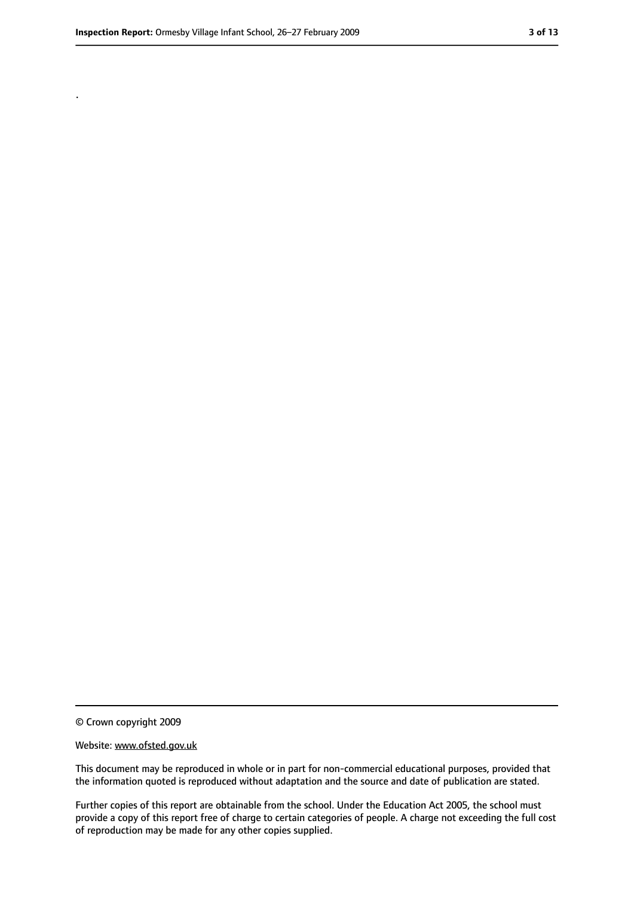.

© Crown copyright 2009

Website: www.ofsted.gov.uk

This document may be reproduced in whole or in part for non-commercial educational purposes, provided that the information quoted is reproduced without adaptation and the source and date of publication are stated.

Further copies of this report are obtainable from the school. Under the Education Act 2005, the school must provide a copy of this report free of charge to certain categories of people. A charge not exceeding the full cost of reproduction may be made for any other copies supplied.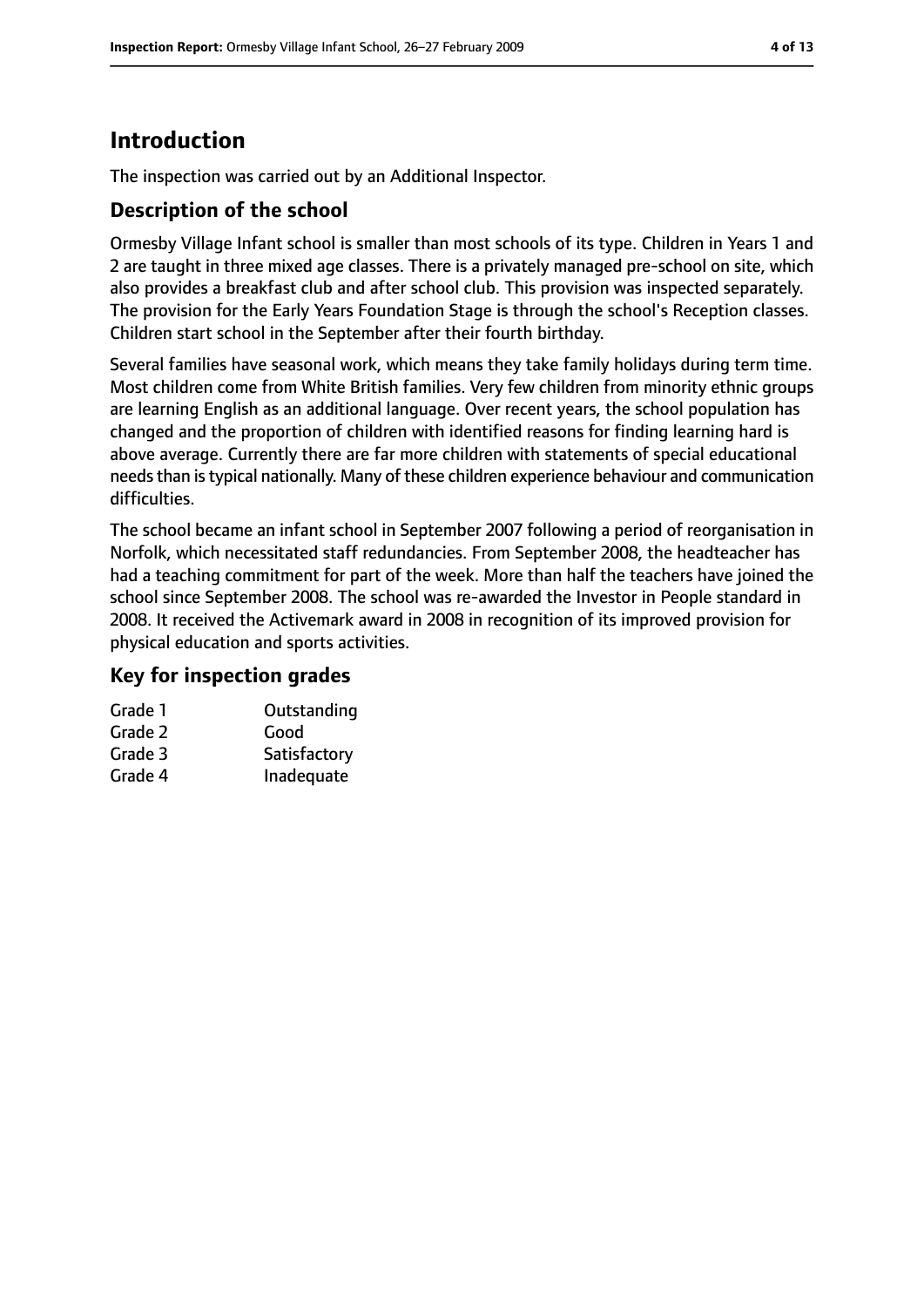# Introduction

The inspection was carried out by an Additional Inspector.

## Description of the school

Ormesby Village Infant school is smaller than most schools of its type. Children in Years 1 and 2 are taught in three mixed age classes. There is a privately managed pre-school on site, which also provides a breakfast club and after school club. This provision was inspected separately. The provision for the Early Years Foundation Stage is through the school's Reception classes. Children start school in the September after their fourth birthday.

Several families have seasonal work, which means they take family holidays during term time. Most children come from White British families. Very few children from minority ethnic groups are learning English as an additional language. Over recent years, the school population has changed and the proportion of children with identified reasons for finding learning hard is above average. Currently there are far more children with statements of special educational needs than is typical nationally. Many of these children experience behaviour and communication difficulties.

The school became an infant school in September 2007 following a period of reorganisation in Norfolk, which necessitated staff redundancies. From September 2008, the headteacher has had a teaching commitment for part of the week. More than half the teachers have joined the school since September 2008. The school was re-awarded the Investor in People standard in 2008. It received the Activemark award in 2008 in recognition of its improved provision for physical education and sports activities.

## Key for inspection grades

| | |
|---|---|
| Grade 1 | Outstanding |
| Grade 2 | Good |
| Grade 3 | Satisfactory |
| Grade 4 | Inadequate |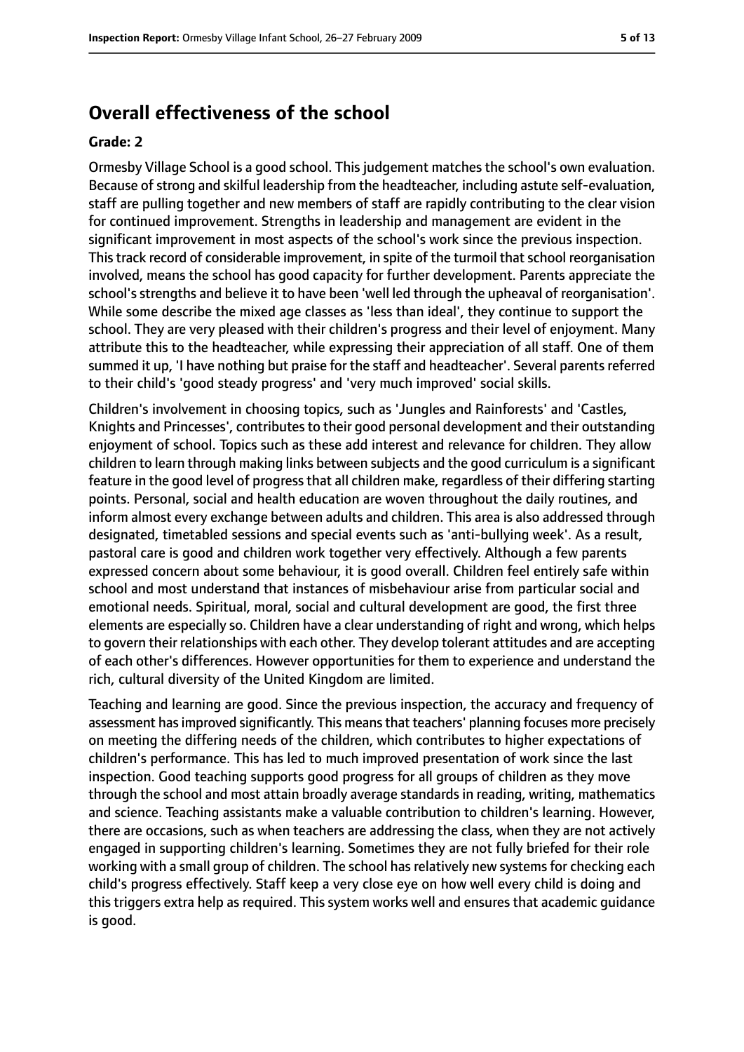## Overall effectiveness of the school

**Grade: 2**

Ormesby Village School is a good school. This judgement matches the school's own evaluation. Because of strong and skilful leadership from the headteacher, including astute self-evaluation, staff are pulling together and new members of staff are rapidly contributing to the clear vision for continued improvement. Strengths in leadership and management are evident in the significant improvement in most aspects of the school's work since the previous inspection. This track record of considerable improvement, in spite of the turmoil that school reorganisation involved, means the school has good capacity for further development. Parents appreciate the school's strengths and believe it to have been 'well led through the upheaval of reorganisation'. While some describe the mixed age classes as 'less than ideal', they continue to support the school. They are very pleased with their children's progress and their level of enjoyment. Many attribute this to the headteacher, while expressing their appreciation of all staff. One of them summed it up, 'I have nothing but praise for the staff and headteacher'. Several parents referred to their child's 'good steady progress' and 'very much improved' social skills.

Children's involvement in choosing topics, such as 'Jungles and Rainforests' and 'Castles, Knights and Princesses', contributes to their good personal development and their outstanding enjoyment of school. Topics such as these add interest and relevance for children. They allow children to learn through making links between subjects and the good curriculum is a significant feature in the good level of progress that all children make, regardless of their differing starting points. Personal, social and health education are woven throughout the daily routines, and inform almost every exchange between adults and children. This area is also addressed through designated, timetabled sessions and special events such as 'anti-bullying week'. As a result, pastoral care is good and children work together very effectively. Although a few parents expressed concern about some behaviour, it is good overall. Children feel entirely safe within school and most understand that instances of misbehaviour arise from particular social and emotional needs. Spiritual, moral, social and cultural development are good, the first three elements are especially so. Children have a clear understanding of right and wrong, which helps to govern their relationships with each other. They develop tolerant attitudes and are accepting of each other's differences. However opportunities for them to experience and understand the rich, cultural diversity of the United Kingdom are limited.

Teaching and learning are good. Since the previous inspection, the accuracy and frequency of assessment has improved significantly. This means that teachers' planning focuses more precisely on meeting the differing needs of the children, which contributes to higher expectations of children's performance. This has led to much improved presentation of work since the last inspection. Good teaching supports good progress for all groups of children as they move through the school and most attain broadly average standards in reading, writing, mathematics and science. Teaching assistants make a valuable contribution to children's learning. However, there are occasions, such as when teachers are addressing the class, when they are not actively engaged in supporting children's learning. Sometimes they are not fully briefed for their role working with a small group of children. The school has relatively new systems for checking each child's progress effectively. Staff keep a very close eye on how well every child is doing and this triggers extra help as required. This system works well and ensures that academic guidance is good.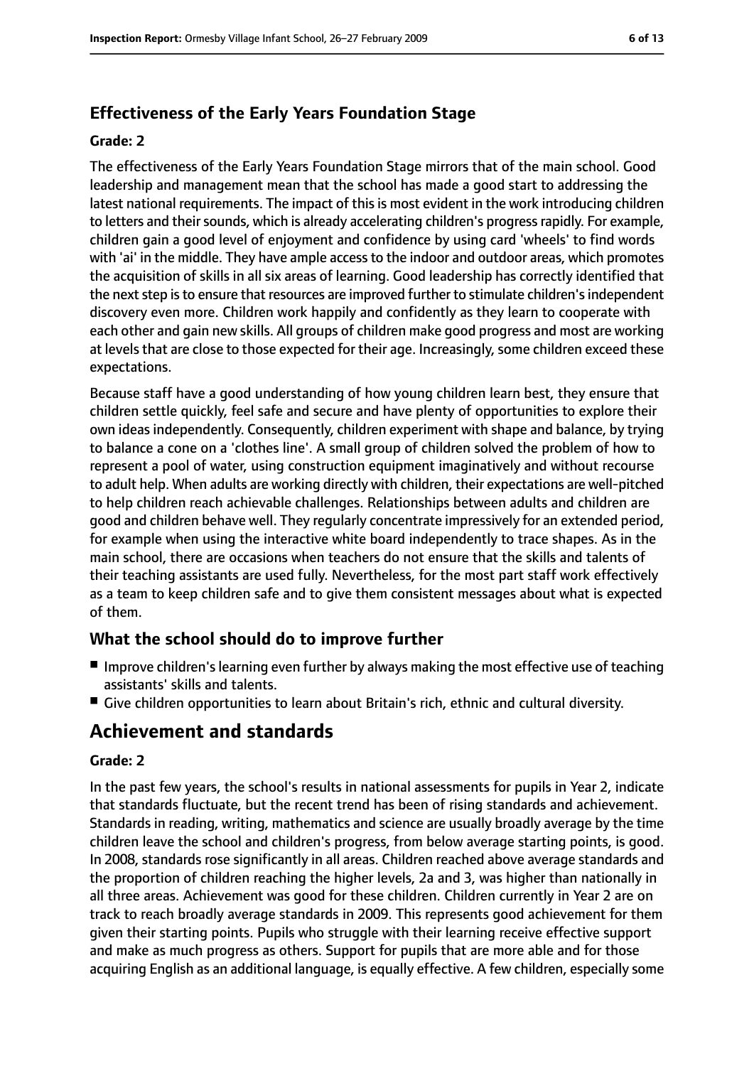## Effectiveness of the Early Years Foundation Stage

**Grade: 2**

The effectiveness of the Early Years Foundation Stage mirrors that of the main school. Good leadership and management mean that the school has made a good start to addressing the latest national requirements. The impact of this is most evident in the work introducing children to letters and their sounds, which is already accelerating children's progress rapidly. For example, children gain a good level of enjoyment and confidence by using card 'wheels' to find words with 'ai' in the middle. They have ample access to the indoor and outdoor areas, which promotes the acquisition of skills in all six areas of learning. Good leadership has correctly identified that the next step is to ensure that resources are improved further to stimulate children's independent discovery even more. Children work happily and confidently as they learn to cooperate with each other and gain new skills. All groups of children make good progress and most are working at levels that are close to those expected for their age. Increasingly, some children exceed these expectations.

Because staff have a good understanding of how young children learn best, they ensure that children settle quickly, feel safe and secure and have plenty of opportunities to explore their own ideas independently. Consequently, children experiment with shape and balance, by trying to balance a cone on a 'clothes line'. A small group of children solved the problem of how to represent a pool of water, using construction equipment imaginatively and without recourse to adult help. When adults are working directly with children, their expectations are well-pitched to help children reach achievable challenges. Relationships between adults and children are good and children behave well. They regularly concentrate impressively for an extended period, for example when using the interactive white board independently to trace shapes. As in the main school, there are occasions when teachers do not ensure that the skills and talents of their teaching assistants are used fully. Nevertheless, for the most part staff work effectively as a team to keep children safe and to give them consistent messages about what is expected of them.

## What the school should do to improve further

- Improve children's learning even further by always making the most effective use of teaching assistants' skills and talents.
- Give children opportunities to learn about Britain's rich, ethnic and cultural diversity.

# Achievement and standards

**Grade: 2**

In the past few years, the school's results in national assessments for pupils in Year 2, indicate that standards fluctuate, but the recent trend has been of rising standards and achievement. Standards in reading, writing, mathematics and science are usually broadly average by the time children leave the school and children's progress, from below average starting points, is good. In 2008, standards rose significantly in all areas. Children reached above average standards and the proportion of children reaching the higher levels, 2a and 3, was higher than nationally in all three areas. Achievement was good for these children. Children currently in Year 2 are on track to reach broadly average standards in 2009. This represents good achievement for them given their starting points. Pupils who struggle with their learning receive effective support and make as much progress as others. Support for pupils that are more able and for those acquiring English as an additional language, is equally effective. A few children, especially some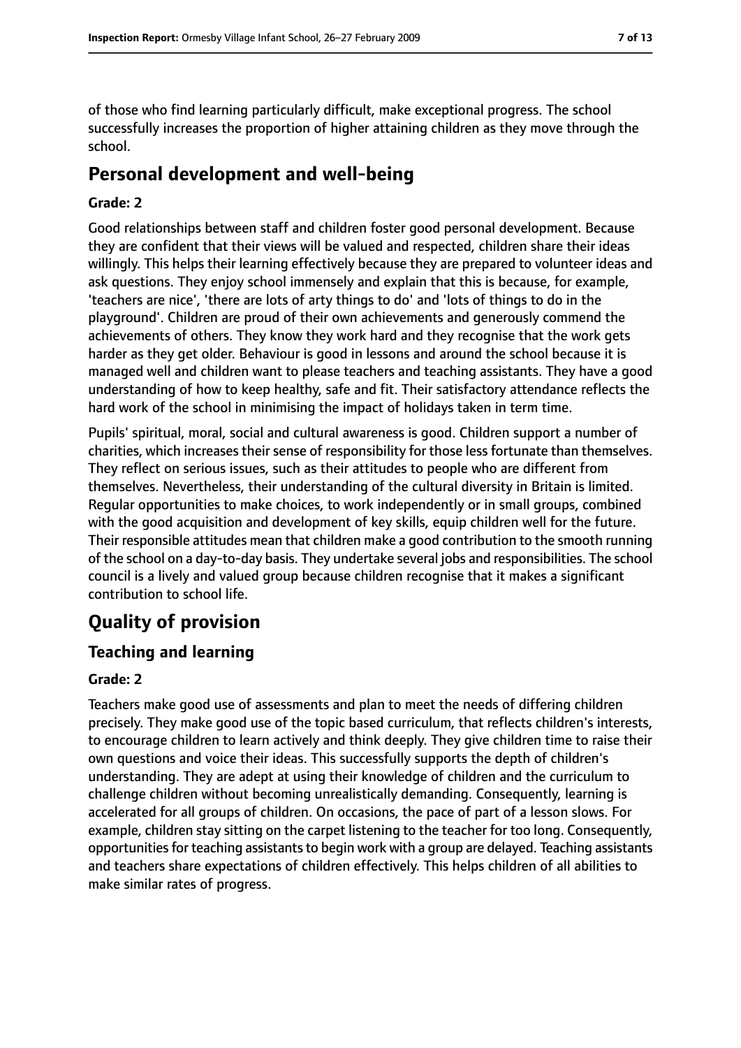of those who find learning particularly difficult, make exceptional progress. The school successfully increases the proportion of higher attaining children as they move through the school.

## Personal development and well-being

**Grade: 2**

Good relationships between staff and children foster good personal development. Because they are confident that their views will be valued and respected, children share their ideas willingly. This helps their learning effectively because they are prepared to volunteer ideas and ask questions. They enjoy school immensely and explain that this is because, for example, 'teachers are nice', 'there are lots of arty things to do' and 'lots of things to do in the playground'. Children are proud of their own achievements and generously commend the achievements of others. They know they work hard and they recognise that the work gets harder as they get older. Behaviour is good in lessons and around the school because it is managed well and children want to please teachers and teaching assistants. They have a good understanding of how to keep healthy, safe and fit. Their satisfactory attendance reflects the hard work of the school in minimising the impact of holidays taken in term time.

Pupils' spiritual, moral, social and cultural awareness is good. Children support a number of charities, which increases their sense of responsibility for those less fortunate than themselves. They reflect on serious issues, such as their attitudes to people who are different from themselves. Nevertheless, their understanding of the cultural diversity in Britain is limited. Regular opportunities to make choices, to work independently or in small groups, combined with the good acquisition and development of key skills, equip children well for the future. Their responsible attitudes mean that children make a good contribution to the smooth running of the school on a day-to-day basis. They undertake several jobs and responsibilities. The school council is a lively and valued group because children recognise that it makes a significant contribution to school life.

# Quality of provision

## Teaching and learning

**Grade: 2**

Teachers make good use of assessments and plan to meet the needs of differing children precisely. They make good use of the topic based curriculum, that reflects children's interests, to encourage children to learn actively and think deeply. They give children time to raise their own questions and voice their ideas. This successfully supports the depth of children's understanding. They are adept at using their knowledge of children and the curriculum to challenge children without becoming unrealistically demanding. Consequently, learning is accelerated for all groups of children. On occasions, the pace of part of a lesson slows. For example, children stay sitting on the carpet listening to the teacher for too long. Consequently, opportunities for teaching assistants to begin work with a group are delayed. Teaching assistants and teachers share expectations of children effectively. This helps children of all abilities to make similar rates of progress.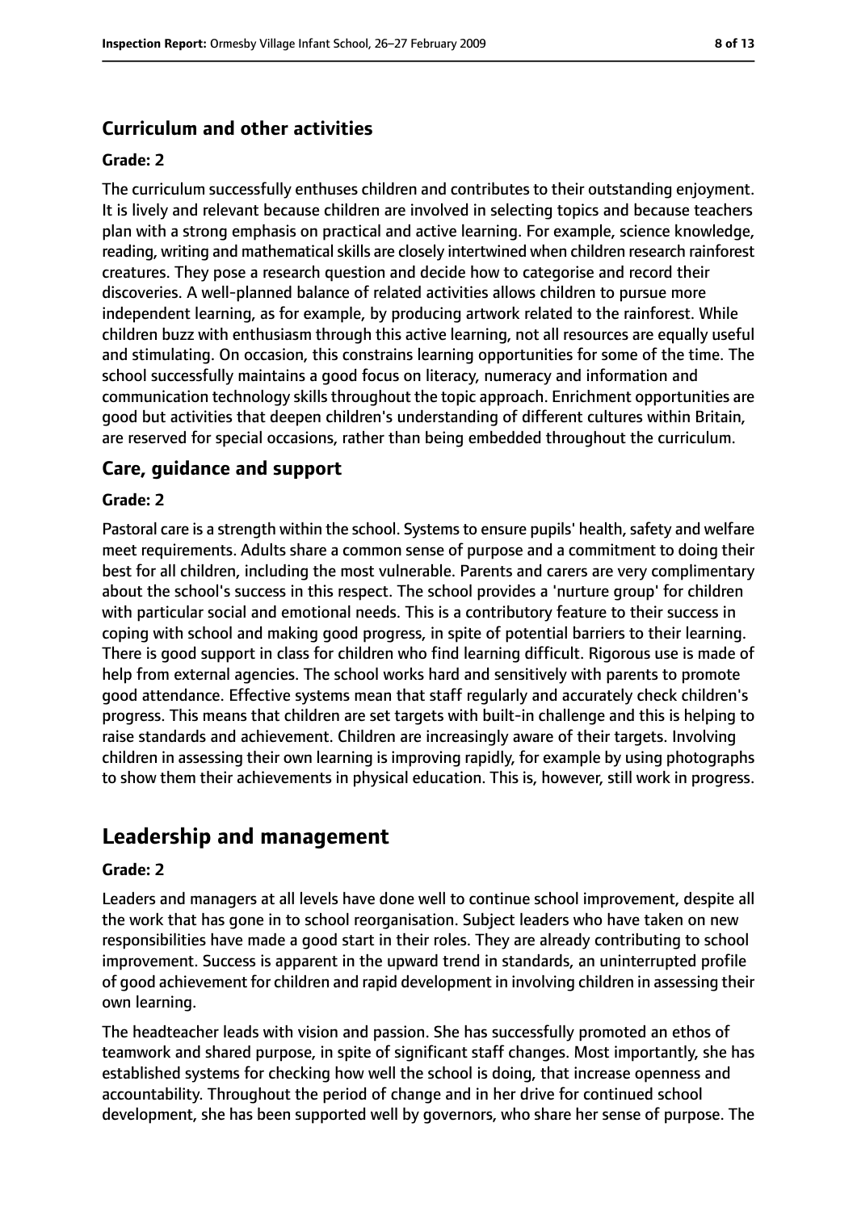### Curriculum and other activities

#### Grade: 2

The curriculum successfully enthuses children and contributes to their outstanding enjoyment. It is lively and relevant because children are involved in selecting topics and because teachers plan with a strong emphasis on practical and active learning. For example, science knowledge, reading, writing and mathematical skills are closely intertwined when children research rainforest creatures. They pose a research question and decide how to categorise and record their discoveries. A well-planned balance of related activities allows children to pursue more independent learning, as for example, by producing artwork related to the rainforest. While children buzz with enthusiasm through this active learning, not all resources are equally useful and stimulating. On occasion, this constrains learning opportunities for some of the time. The school successfully maintains a good focus on literacy, numeracy and information and communication technology skills throughout the topic approach. Enrichment opportunities are good but activities that deepen children's understanding of different cultures within Britain, are reserved for special occasions, rather than being embedded throughout the curriculum.

### Care, guidance and support

#### Grade: 2

Pastoral care is a strength within the school. Systems to ensure pupils' health, safety and welfare meet requirements. Adults share a common sense of purpose and a commitment to doing their best for all children, including the most vulnerable. Parents and carers are very complimentary about the school's success in this respect. The school provides a 'nurture group' for children with particular social and emotional needs. This is a contributory feature to their success in coping with school and making good progress, in spite of potential barriers to their learning. There is good support in class for children who find learning difficult. Rigorous use is made of help from external agencies. The school works hard and sensitively with parents to promote good attendance. Effective systems mean that staff regularly and accurately check children's progress. This means that children are set targets with built-in challenge and this is helping to raise standards and achievement. Children are increasingly aware of their targets. Involving children in assessing their own learning is improving rapidly, for example by using photographs to show them their achievements in physical education. This is, however, still work in progress.

## Leadership and management

#### Grade: 2

Leaders and managers at all levels have done well to continue school improvement, despite all the work that has gone in to school reorganisation. Subject leaders who have taken on new responsibilities have made a good start in their roles. They are already contributing to school improvement. Success is apparent in the upward trend in standards, an uninterrupted profile of good achievement for children and rapid development in involving children in assessing their own learning.

The headteacher leads with vision and passion. She has successfully promoted an ethos of teamwork and shared purpose, in spite of significant staff changes. Most importantly, she has established systems for checking how well the school is doing, that increase openness and accountability. Throughout the period of change and in her drive for continued school development, she has been supported well by governors, who share her sense of purpose. The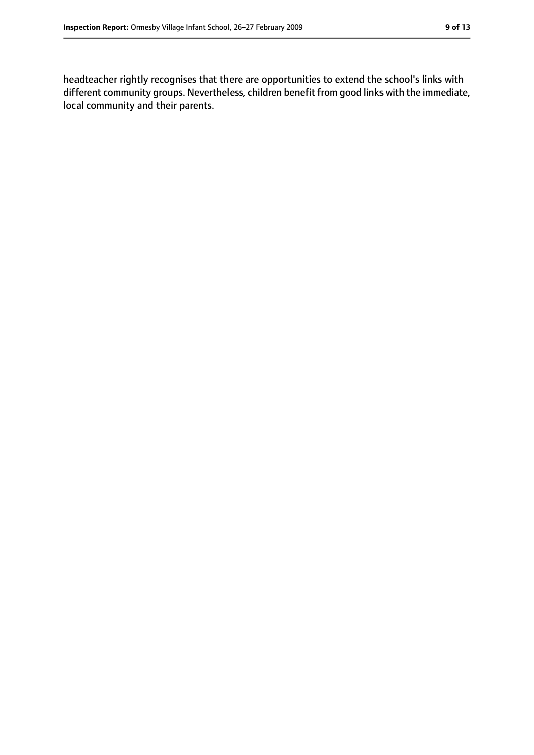headteacher rightly recognises that there are opportunities to extend the school's links with different community groups. Nevertheless, children benefit from good links with the immediate, local community and their parents.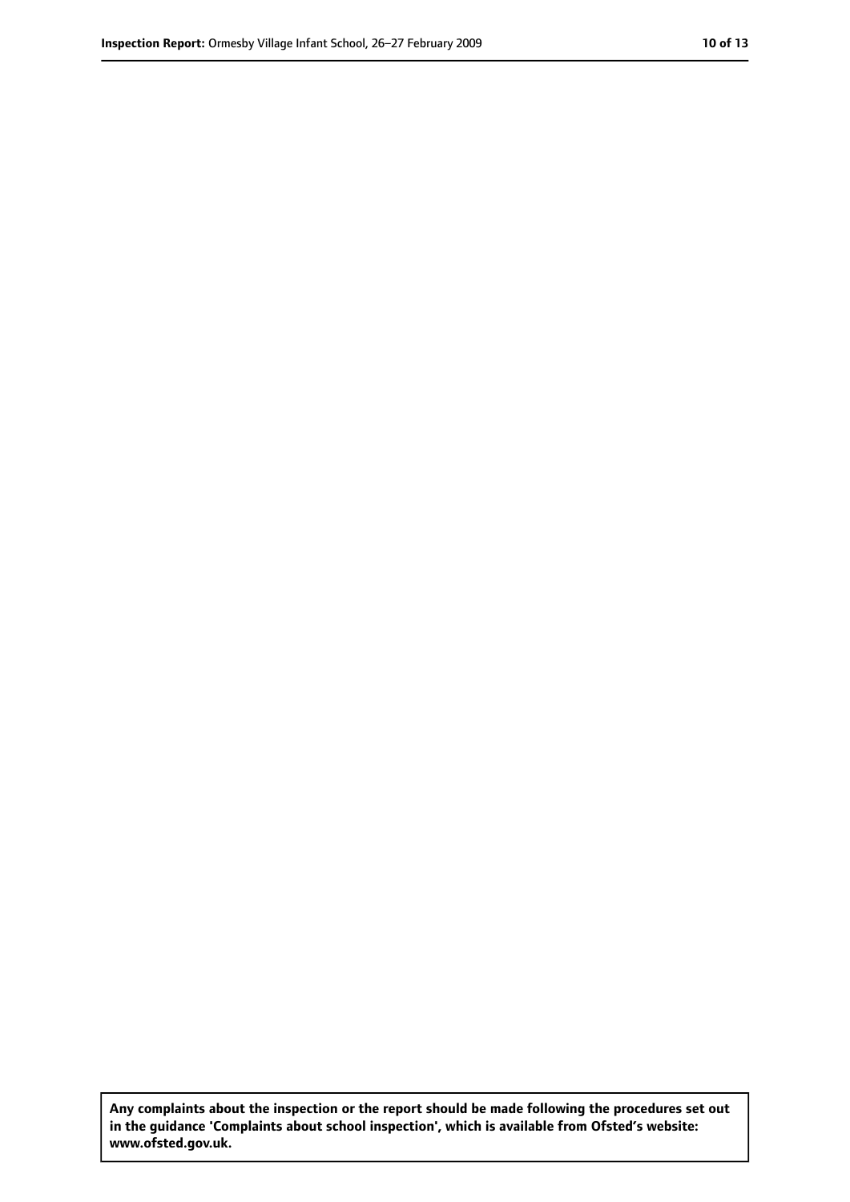**Any complaints about the inspection or the report should be made following the procedures set out in the guidance 'Complaints about school inspection', which is available from Ofsted's website: www.ofsted.gov.uk.**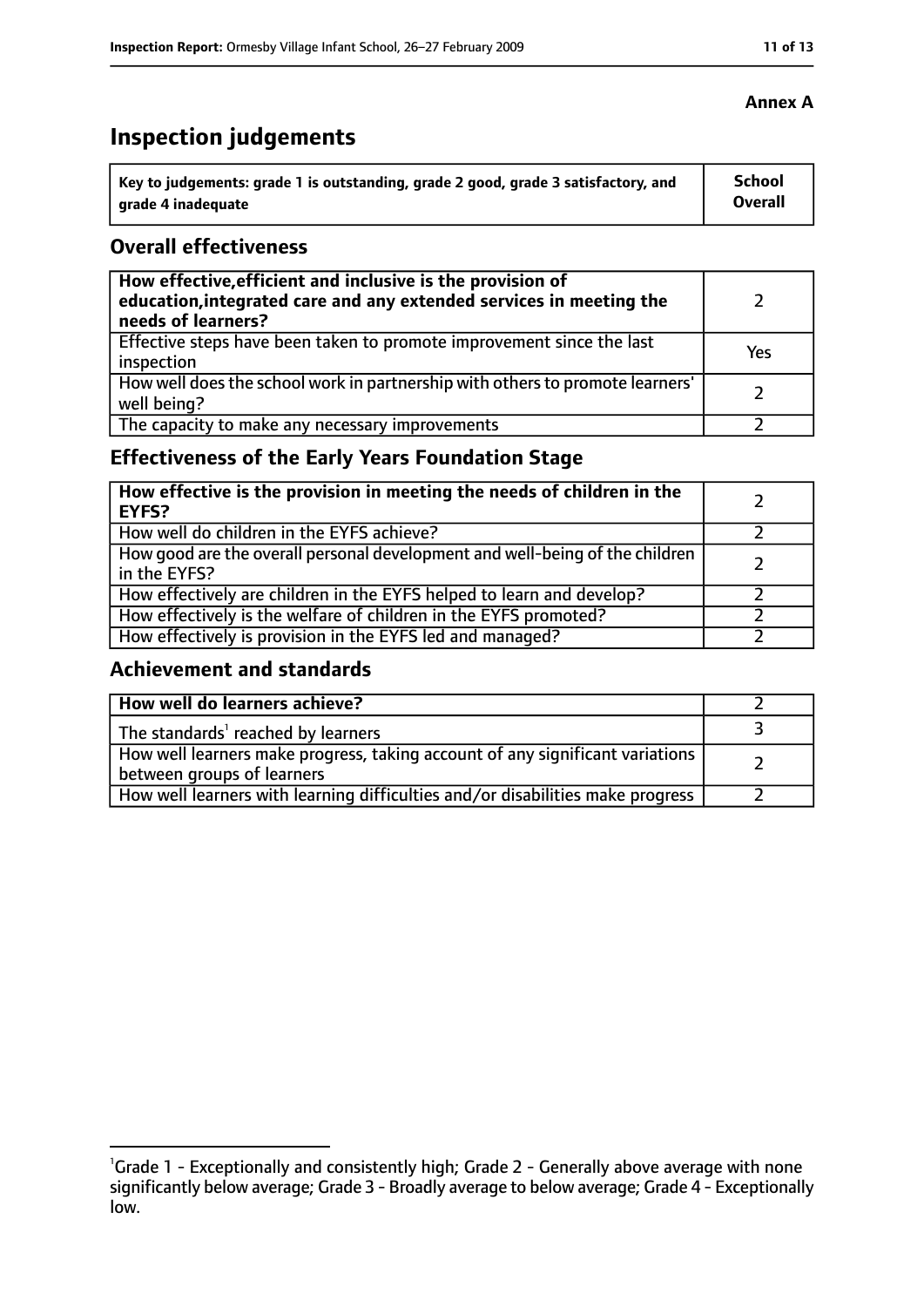**Annex A**

# Inspection judgements

| Key to judgements: grade 1 is outstanding, grade 2 good, grade 3 satisfactory, and grade 4 inadequate | School Overall |
|---|---|

## Overall effectiveness

| | |
|---|---|
| **How effective, efficient and inclusive is the provision of education, integrated care and any extended services in meeting the needs of learners?** | 2 |
| Effective steps have been taken to promote improvement since the last inspection | Yes |
| How well does the school work in partnership with others to promote learners' well being? | 2 |
| The capacity to make any necessary improvements | 2 |

## Effectiveness of the Early Years Foundation Stage

| | |
|---|---|
| **How effective is the provision in meeting the needs of children in the EYFS?** | 2 |
| How well do children in the EYFS achieve? | 2 |
| How good are the overall personal development and well-being of the children in the EYFS? | 2 |
| How effectively are children in the EYFS helped to learn and develop? | 2 |
| How effectively is the welfare of children in the EYFS promoted? | 2 |
| How effectively is provision in the EYFS led and managed? | 2 |

## Achievement and standards

| | |
|---|---|
| **How well do learners achieve?** | 2 |
| The standards[1] reached by learners | 3 |
| How well learners make progress, taking account of any significant variations between groups of learners | 2 |
| How well learners with learning difficulties and/or disabilities make progress | 2 |

[1]Grade 1 - Exceptionally and consistently high; Grade 2 - Generally above average with none significantly below average; Grade 3 - Broadly average to below average; Grade 4 - Exceptionally low.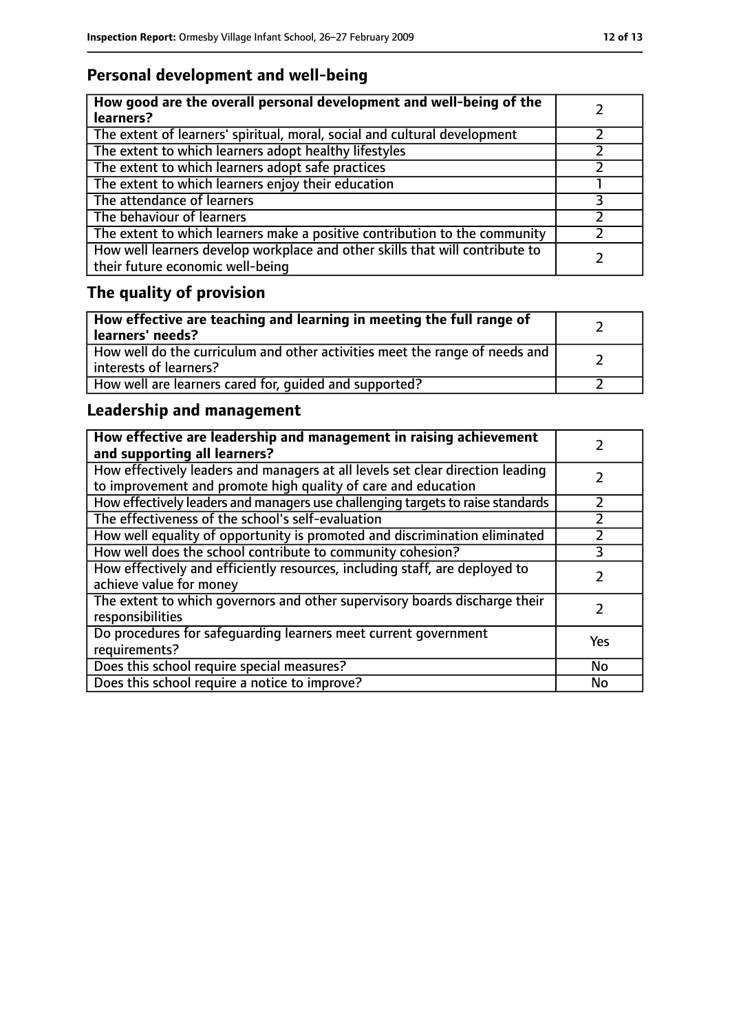## Personal development and well-being

| How good are the overall personal development and well-being of the learners? | 2 |
|---|---|
| The extent of learners' spiritual, moral, social and cultural development | 2 |
| The extent to which learners adopt healthy lifestyles | 2 |
| The extent to which learners adopt safe practices | 2 |
| The extent to which learners enjoy their education | 1 |
| The attendance of learners | 3 |
| The behaviour of learners | 2 |
| The extent to which learners make a positive contribution to the community | 2 |
| How well learners develop workplace and other skills that will contribute to their future economic well-being | 2 |

## The quality of provision

| How effective are teaching and learning in meeting the full range of learners' needs? | 2 |
|---|---|
| How well do the curriculum and other activities meet the range of needs and interests of learners? | 2 |
| How well are learners cared for, guided and supported? | 2 |

## Leadership and management

| How effective are leadership and management in raising achievement and supporting all learners? | 2 |
|---|---|
| How effectively leaders and managers at all levels set clear direction leading to improvement and promote high quality of care and education | 2 |
| How effectively leaders and managers use challenging targets to raise standards | 2 |
| The effectiveness of the school's self-evaluation | 2 |
| How well equality of opportunity is promoted and discrimination eliminated | 2 |
| How well does the school contribute to community cohesion? | 3 |
| How effectively and efficiently resources, including staff, are deployed to achieve value for money | 2 |
| The extent to which governors and other supervisory boards discharge their responsibilities | 2 |
| Do procedures for safeguarding learners meet current government requirements? | Yes |
| Does this school require special measures? | No |
| Does this school require a notice to improve? | No |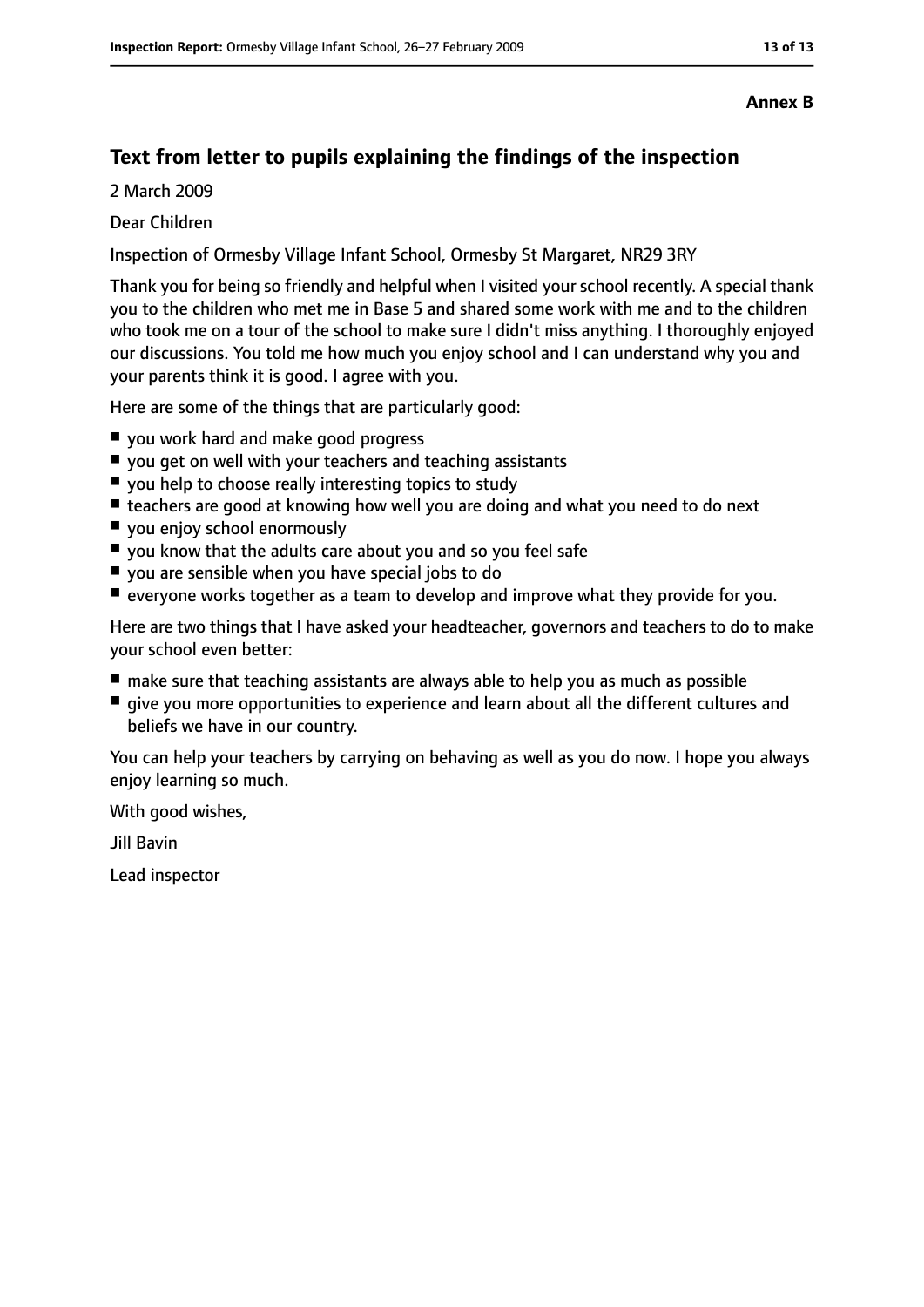**Annex B**

## Text from letter to pupils explaining the findings of the inspection

2 March 2009

Dear Children

Inspection of Ormesby Village Infant School, Ormesby St Margaret, NR29 3RY

Thank you for being so friendly and helpful when I visited your school recently. A special thank you to the children who met me in Base 5 and shared some work with me and to the children who took me on a tour of the school to make sure I didn't miss anything. I thoroughly enjoyed our discussions. You told me how much you enjoy school and I can understand why you and your parents think it is good. I agree with you.

Here are some of the things that are particularly good:

- you work hard and make good progress
- you get on well with your teachers and teaching assistants
- you help to choose really interesting topics to study
- teachers are good at knowing how well you are doing and what you need to do next
- you enjoy school enormously
- you know that the adults care about you and so you feel safe
- you are sensible when you have special jobs to do
- everyone works together as a team to develop and improve what they provide for you.

Here are two things that I have asked your headteacher, governors and teachers to do to make your school even better:

- make sure that teaching assistants are always able to help you as much as possible
- give you more opportunities to experience and learn about all the different cultures and beliefs we have in our country.

You can help your teachers by carrying on behaving as well as you do now. I hope you always enjoy learning so much.

With good wishes,

Jill Bavin

Lead inspector